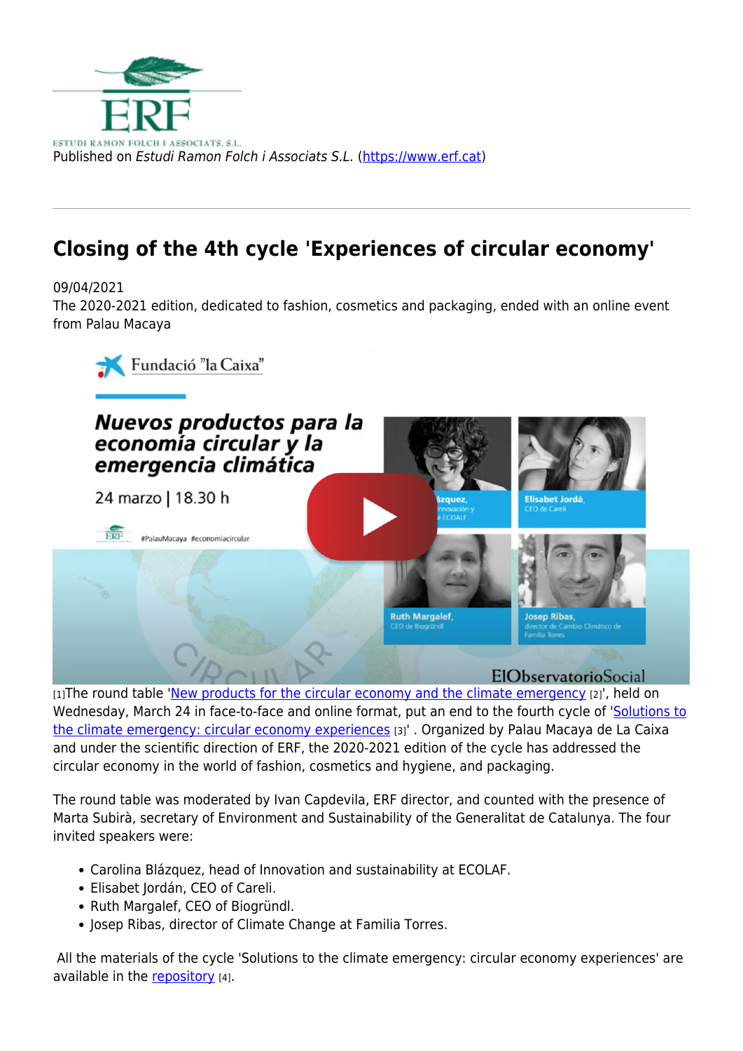Published on *Estudi Ramon Folch i Associats S.L.* (https://www.erf.cat)

# Closing of the 4th cycle 'Experiences of circular economy'

09/04/2021

The 2020-2021 edition, dedicated to fashion, cosmetics and packaging, ended with an online event from Palau Macaya

[1]The round table 'New products for the circular economy and the climate emergency [2]', held on Wednesday, March 24 in face-to-face and online format, put an end to the fourth cycle of 'Solutions to the climate emergency: circular economy experiences [3]' . Organized by Palau Macaya de La Caixa and under the scientific direction of ERF, the 2020-2021 edition of the cycle has addressed the circular economy in the world of fashion, cosmetics and hygiene, and packaging.

The round table was moderated by Ivan Capdevila, ERF director, and counted with the presence of Marta Subirà, secretary of Environment and Sustainability of the Generalitat de Catalunya. The four invited speakers were:

- Carolina Blázquez, head of Innovation and sustainability at ECOLAF.
- Elisabet Jordán, CEO of Careli.
- Ruth Margalef, CEO of Biogründl.
- Josep Ribas, director of Climate Change at Familia Torres.

All the materials of the cycle 'Solutions to the climate emergency: circular economy experiences' are available in the repository [4].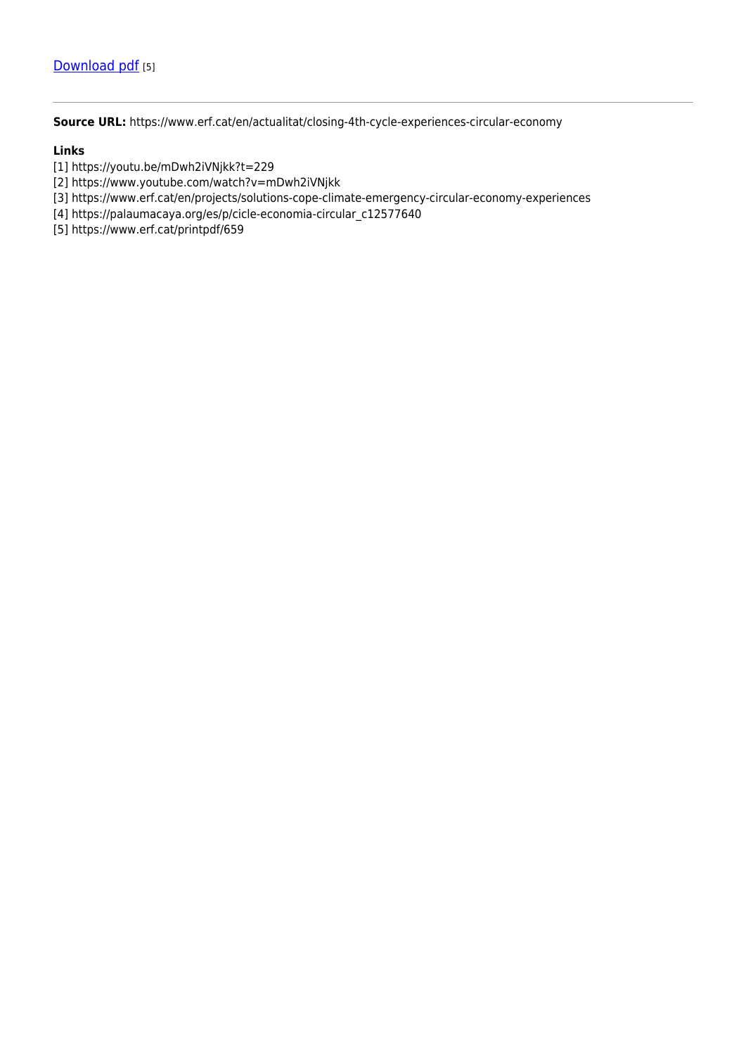[Download pdf](https://www.erf.cat/printpdf/659) [5]

---

**Source URL:** https://www.erf.cat/en/actualitat/closing-4th-cycle-experiences-circular-economy

**Links**

[1] https://youtu.be/mDwh2iVNjkk?t=229
[2] https://www.youtube.com/watch?v=mDwh2iVNjkk
[3] https://www.erf.cat/en/projects/solutions-cope-climate-emergency-circular-economy-experiences
[4] https://palaumacaya.org/es/p/cicle-economia-circular_c12577640
[5] https://www.erf.cat/printpdf/659